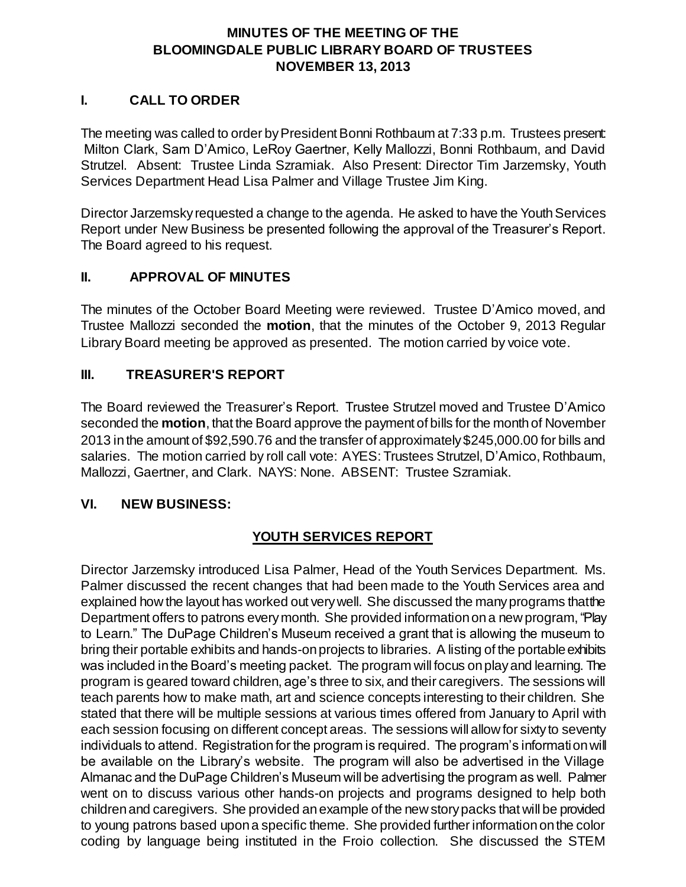# MINUTES OF THE MEETING OF THE BLOOMINGDALE PUBLIC LIBRARY BOARD OF TRUSTEES NOVEMBER 13, 2013

## I. CALL TO ORDER

The meeting was called to order by President Bonni Rothbaum at 7:33 p.m. Trustees present: Milton Clark, Sam D'Amico, LeRoy Gaertner, Kelly Mallozzi, Bonni Rothbaum, and David Strutzel. Absent: Trustee Linda Szramiak. Also Present: Director Tim Jarzemsky, Youth Services Department Head Lisa Palmer and Village Trustee Jim King.

Director Jarzemsky requested a change to the agenda. He asked to have the Youth Services Report under New Business be presented following the approval of the Treasurer's Report. The Board agreed to his request.

## II. APPROVAL OF MINUTES

The minutes of the October Board Meeting were reviewed. Trustee D'Amico moved, and Trustee Mallozzi seconded the **motion**, that the minutes of the October 9, 2013 Regular Library Board meeting be approved as presented. The motion carried by voice vote.

## III. TREASURER'S REPORT

The Board reviewed the Treasurer's Report. Trustee Strutzel moved and Trustee D'Amico seconded the **motion**, that the Board approve the payment of bills for the month of November 2013 in the amount of $92,590.76 and the transfer of approximately $245,000.00 for bills and salaries. The motion carried by roll call vote: AYES: Trustees Strutzel, D'Amico, Rothbaum, Mallozzi, Gaertner, and Clark. NAYS: None. ABSENT: Trustee Szramiak.

## VI. NEW BUSINESS:

### YOUTH SERVICES REPORT

Director Jarzemsky introduced Lisa Palmer, Head of the Youth Services Department. Ms. Palmer discussed the recent changes that had been made to the Youth Services area and explained how the layout has worked out very well. She discussed the many programs that the Department offers to patrons every month. She provided information on a new program, "Play to Learn." The DuPage Children's Museum received a grant that is allowing the museum to bring their portable exhibits and hands-on projects to libraries. A listing of the portable exhibits was included in the Board's meeting packet. The program will focus on play and learning. The program is geared toward children, age's three to six, and their caregivers. The sessions will teach parents how to make math, art and science concepts interesting to their children. She stated that there will be multiple sessions at various times offered from January to April with each session focusing on different concept areas. The sessions will allow for sixty to seventy individuals to attend. Registration for the program is required. The program's information will be available on the Library's website. The program will also be advertised in the Village Almanac and the DuPage Children's Museum will be advertising the program as well. Palmer went on to discuss various other hands-on projects and programs designed to help both children and caregivers. She provided an example of the new story packs that will be provided to young patrons based upon a specific theme. She provided further information on the color coding by language being instituted in the Froio collection. She discussed the STEM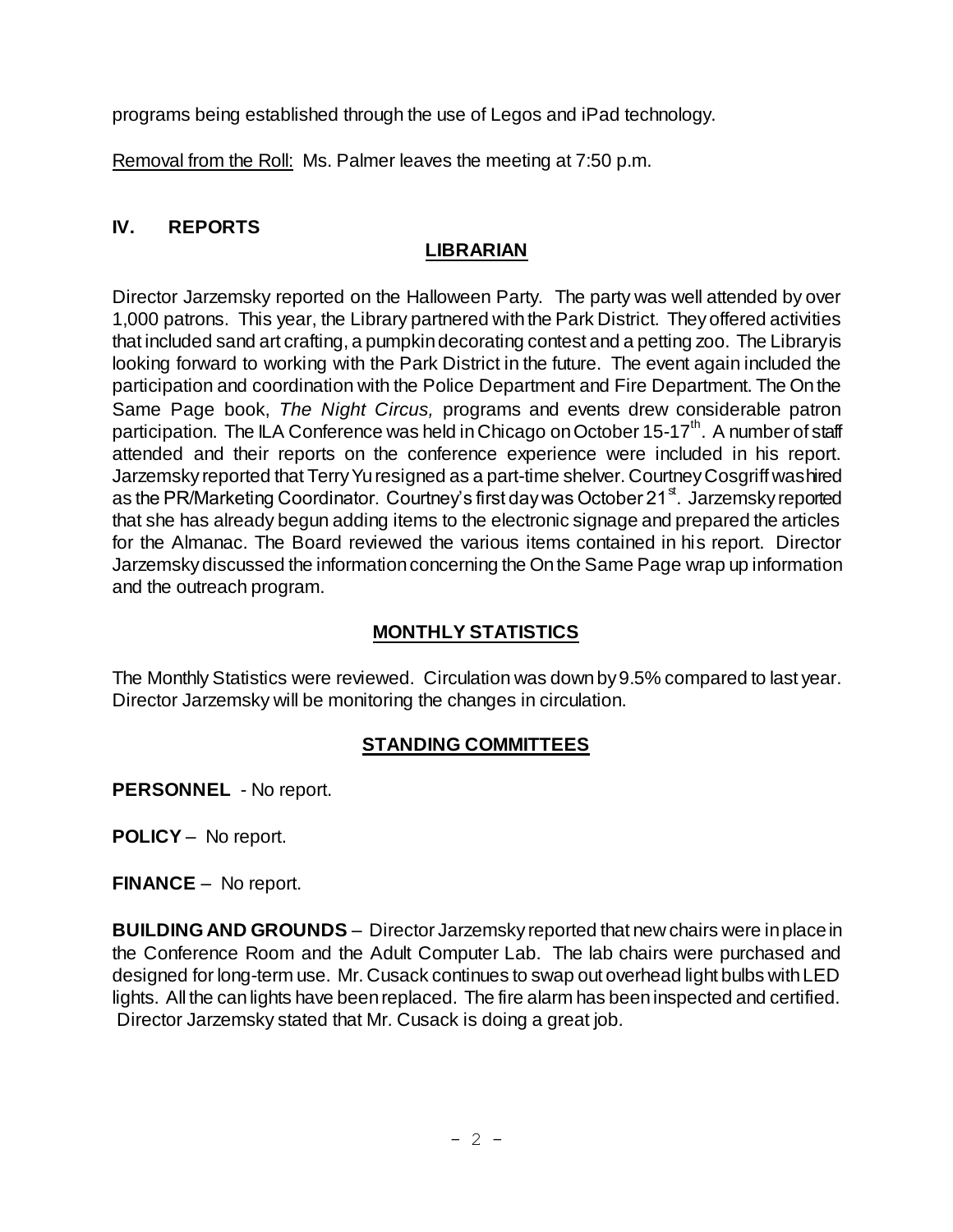programs being established through the use of Legos and iPad technology.

Removal from the Roll: Ms. Palmer leaves the meeting at 7:50 p.m.

## IV. REPORTS

### LIBRARIAN

Director Jarzemsky reported on the Halloween Party. The party was well attended by over 1,000 patrons. This year, the Library partnered with the Park District. They offered activities that included sand art crafting, a pumpkin decorating contest and a petting zoo. The Library is looking forward to working with the Park District in the future. The event again included the participation and coordination with the Police Department and Fire Department. The On the Same Page book, *The Night Circus,* programs and events drew considerable patron participation. The ILA Conference was held in Chicago on October 15-17th. A number of staff attended and their reports on the conference experience were included in his report. Jarzemsky reported that Terry Yu resigned as a part-time shelver. Courtney Cosgriff was hired as the PR/Marketing Coordinator. Courtney's first day was October 21st. Jarzemsky reported that she has already begun adding items to the electronic signage and prepared the articles for the Almanac. The Board reviewed the various items contained in his report. Director Jarzemsky discussed the information concerning the On the Same Page wrap up information and the outreach program.

### MONTHLY STATISTICS

The Monthly Statistics were reviewed. Circulation was down by 9.5% compared to last year. Director Jarzemsky will be monitoring the changes in circulation.

### STANDING COMMITTEES

**PERSONNEL** - No report.

**POLICY** – No report.

**FINANCE** – No report.

**BUILDING AND GROUNDS** – Director Jarzemsky reported that new chairs were in place in the Conference Room and the Adult Computer Lab. The lab chairs were purchased and designed for long-term use. Mr. Cusack continues to swap out overhead light bulbs with LED lights. All the can lights have been replaced. The fire alarm has been inspected and certified. Director Jarzemsky stated that Mr. Cusack is doing a great job.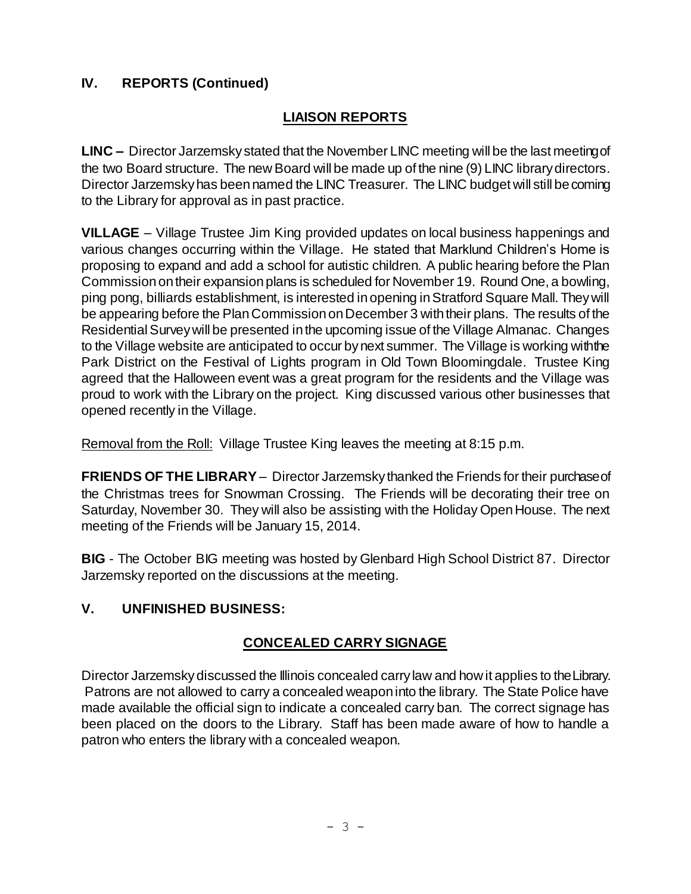## IV. REPORTS (Continued)

### LIAISON REPORTS

**LINC –** Director Jarzemsky stated that the November LINC meeting will be the last meeting of the two Board structure. The new Board will be made up of the nine (9) LINC library directors. Director Jarzemsky has been named the LINC Treasurer. The LINC budget will still be coming to the Library for approval as in past practice.

**VILLAGE** – Village Trustee Jim King provided updates on local business happenings and various changes occurring within the Village. He stated that Marklund Children's Home is proposing to expand and add a school for autistic children. A public hearing before the Plan Commission on their expansion plans is scheduled for November 19. Round One, a bowling, ping pong, billiards establishment, is interested in opening in Stratford Square Mall. They will be appearing before the Plan Commission on December 3 with their plans. The results of the Residential Survey will be presented in the upcoming issue of the Village Almanac. Changes to the Village website are anticipated to occur by next summer. The Village is working with the Park District on the Festival of Lights program in Old Town Bloomingdale. Trustee King agreed that the Halloween event was a great program for the residents and the Village was proud to work with the Library on the project. King discussed various other businesses that opened recently in the Village.

<u>Removal from the Roll:</u> Village Trustee King leaves the meeting at 8:15 p.m.

**FRIENDS OF THE LIBRARY** – Director Jarzemsky thanked the Friends for their purchase of the Christmas trees for Snowman Crossing. The Friends will be decorating their tree on Saturday, November 30. They will also be assisting with the Holiday Open House. The next meeting of the Friends will be January 15, 2014.

**BIG** - The October BIG meeting was hosted by Glenbard High School District 87. Director Jarzemsky reported on the discussions at the meeting.

## V. UNFINISHED BUSINESS:

### CONCEALED CARRY SIGNAGE

Director Jarzemsky discussed the Illinois concealed carry law and how it applies to the Library. Patrons are not allowed to carry a concealed weapon into the library. The State Police have made available the official sign to indicate a concealed carry ban. The correct signage has been placed on the doors to the Library. Staff has been made aware of how to handle a patron who enters the library with a concealed weapon.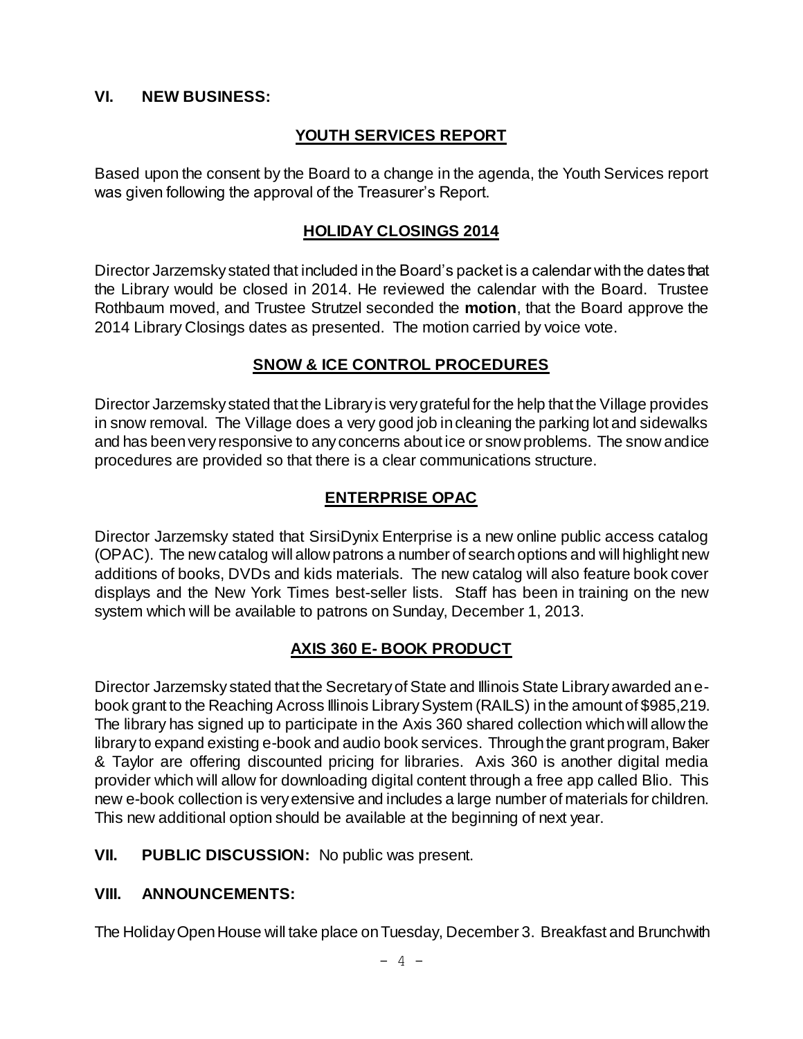## VI. NEW BUSINESS:

### YOUTH SERVICES REPORT

Based upon the consent by the Board to a change in the agenda, the Youth Services report was given following the approval of the Treasurer's Report.

### HOLIDAY CLOSINGS 2014

Director Jarzemsky stated that included in the Board's packet is a calendar with the dates that the Library would be closed in 2014. He reviewed the calendar with the Board. Trustee Rothbaum moved, and Trustee Strutzel seconded the **motion**, that the Board approve the 2014 Library Closings dates as presented. The motion carried by voice vote.

### SNOW & ICE CONTROL PROCEDURES

Director Jarzemsky stated that the Library is very grateful for the help that the Village provides in snow removal. The Village does a very good job in cleaning the parking lot and sidewalks and has been very responsive to any concerns about ice or snow problems. The snow and ice procedures are provided so that there is a clear communications structure.

### ENTERPRISE OPAC

Director Jarzemsky stated that SirsiDynix Enterprise is a new online public access catalog (OPAC). The new catalog will allow patrons a number of search options and will highlight new additions of books, DVDs and kids materials. The new catalog will also feature book cover displays and the New York Times best-seller lists. Staff has been in training on the new system which will be available to patrons on Sunday, December 1, 2013.

### AXIS 360 E- BOOK PRODUCT

Director Jarzemsky stated that the Secretary of State and Illinois State Library awarded an e-book grant to the Reaching Across Illinois Library System (RAILS) in the amount of $985,219. The library has signed up to participate in the Axis 360 shared collection which will allow the library to expand existing e-book and audio book services. Through the grant program, Baker & Taylor are offering discounted pricing for libraries. Axis 360 is another digital media provider which will allow for downloading digital content through a free app called Blio. This new e-book collection is very extensive and includes a large number of materials for children. This new additional option should be available at the beginning of next year.

## VII. PUBLIC DISCUSSION: No public was present.

## VIII. ANNOUNCEMENTS:

The Holiday Open House will take place on Tuesday, December 3. Breakfast and Brunch with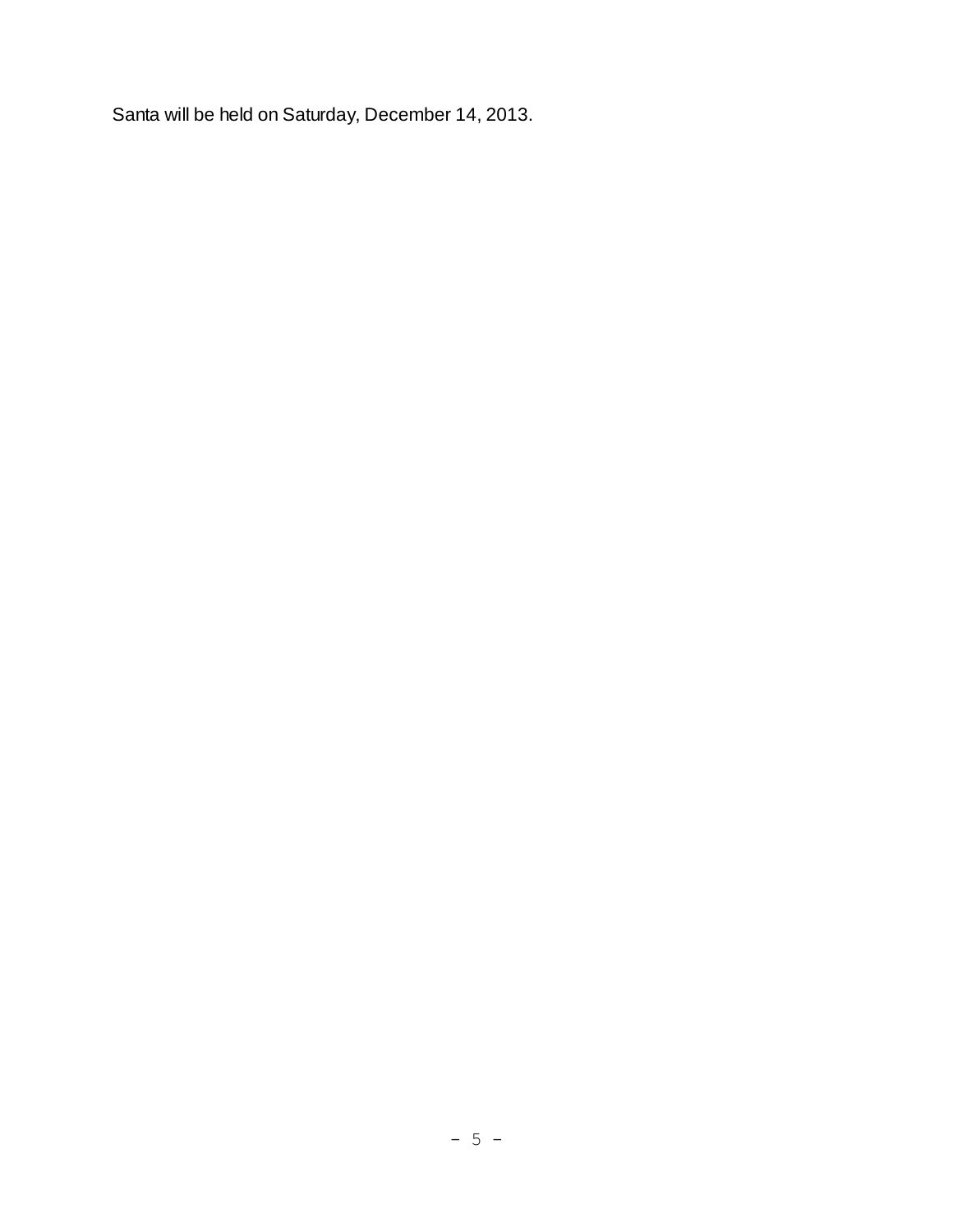Santa will be held on Saturday, December 14, 2013.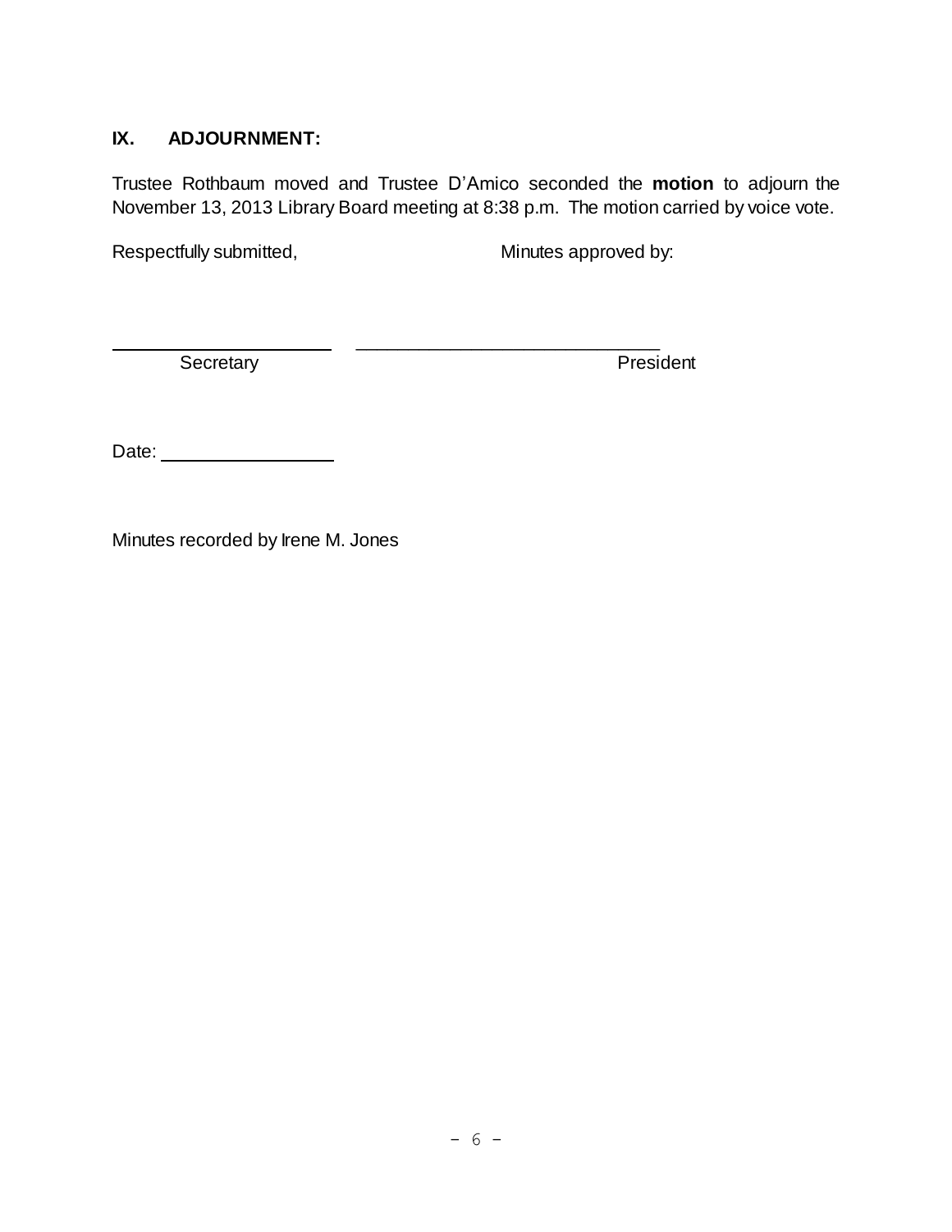## IX. ADJOURNMENT:

Trustee Rothbaum moved and Trustee D'Amico seconded the **motion** to adjourn the November 13, 2013 Library Board meeting at 8:38 p.m. The motion carried by voice vote.

Respectfully submitted, Minutes approved by:

\_\_\_\_\_\_\_\_\_\_\_\_\_\_\_\_\_\_\_\_\_\_ \_\_\_\_\_\_\_\_\_\_\_\_\_\_\_\_\_\_\_\_\_\_\_\_\_\_\_\_\_\_
Secretary President

Date: \_\_\_\_\_\_\_\_\_\_\_\_\_\_\_\_\_

Minutes recorded by Irene M. Jones